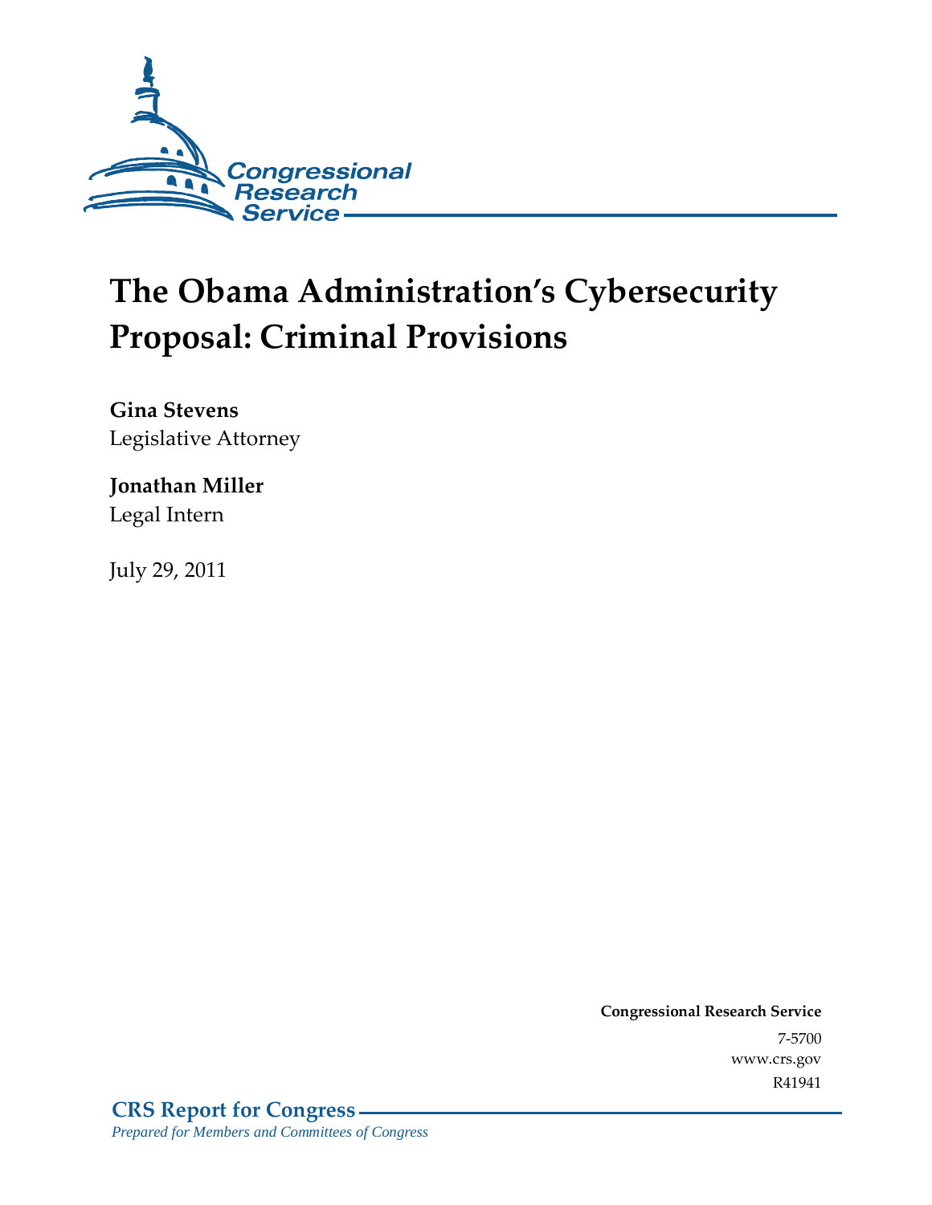Congressional Research Service

# The Obama Administration's Cybersecurity Proposal: Criminal Provisions

**Gina Stevens**
Legislative Attorney

**Jonathan Miller**
Legal Intern

July 29, 2011

**Congressional Research Service**
7-5700
www.crs.gov
R41941

**CRS Report for Congress**
*Prepared for Members and Committees of Congress*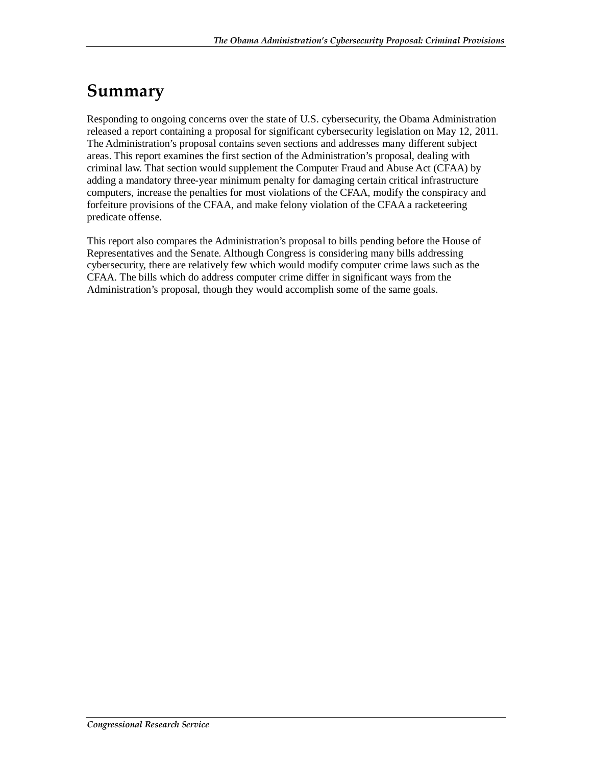# Summary

Responding to ongoing concerns over the state of U.S. cybersecurity, the Obama Administration released a report containing a proposal for significant cybersecurity legislation on May 12, 2011. The Administration's proposal contains seven sections and addresses many different subject areas. This report examines the first section of the Administration's proposal, dealing with criminal law. That section would supplement the Computer Fraud and Abuse Act (CFAA) by adding a mandatory three-year minimum penalty for damaging certain critical infrastructure computers, increase the penalties for most violations of the CFAA, modify the conspiracy and forfeiture provisions of the CFAA, and make felony violation of the CFAA a racketeering predicate offense.

This report also compares the Administration's proposal to bills pending before the House of Representatives and the Senate. Although Congress is considering many bills addressing cybersecurity, there are relatively few which would modify computer crime laws such as the CFAA. The bills which do address computer crime differ in significant ways from the Administration's proposal, though they would accomplish some of the same goals.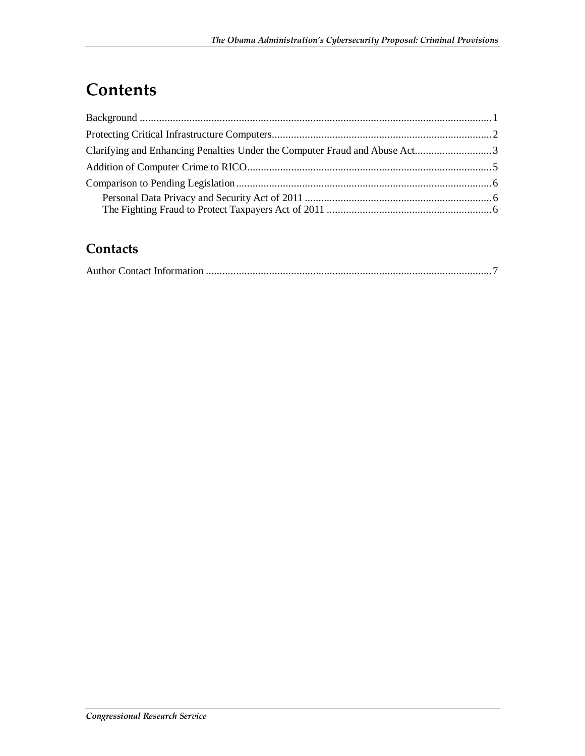# Contents

Background .......................................................................................................................1
Protecting Critical Infrastructure Computers......................................................................................2
Clarifying and Enhancing Penalties Under the Computer Fraud and Abuse Act............................3
Addition of Computer Crime to RICO...............................................................................................5
Comparison to Pending Legislation...................................................................................................6
    Personal Data Privacy and Security Act of 2011 .......................................................................6
    The Fighting Fraud to Protect Taxpayers Act of 2011 ..............................................................6

## Contacts

Author Contact Information .............................................................................................................7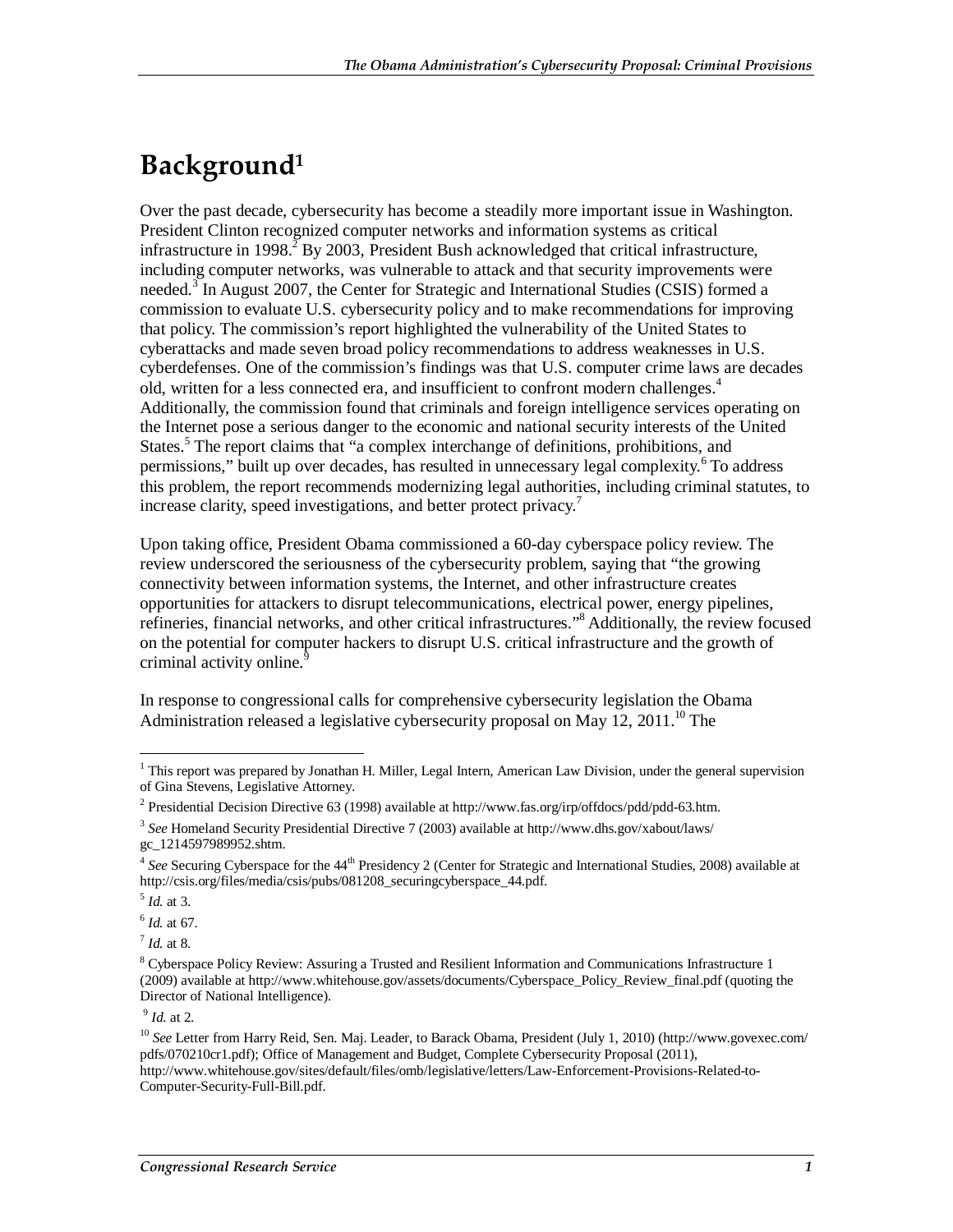# Background[1]

Over the past decade, cybersecurity has become a steadily more important issue in Washington. President Clinton recognized computer networks and information systems as critical infrastructure in 1998.[2] By 2003, President Bush acknowledged that critical infrastructure, including computer networks, was vulnerable to attack and that security improvements were needed.[3] In August 2007, the Center for Strategic and International Studies (CSIS) formed a commission to evaluate U.S. cybersecurity policy and to make recommendations for improving that policy. The commission's report highlighted the vulnerability of the United States to cyberattacks and made seven broad policy recommendations to address weaknesses in U.S. cyberdefenses. One of the commission's findings was that U.S. computer crime laws are decades old, written for a less connected era, and insufficient to confront modern challenges.[4] Additionally, the commission found that criminals and foreign intelligence services operating on the Internet pose a serious danger to the economic and national security interests of the United States.[5] The report claims that "a complex interchange of definitions, prohibitions, and permissions," built up over decades, has resulted in unnecessary legal complexity.[6] To address this problem, the report recommends modernizing legal authorities, including criminal statutes, to increase clarity, speed investigations, and better protect privacy.[7]

Upon taking office, President Obama commissioned a 60-day cyberspace policy review. The review underscored the seriousness of the cybersecurity problem, saying that "the growing connectivity between information systems, the Internet, and other infrastructure creates opportunities for attackers to disrupt telecommunications, electrical power, energy pipelines, refineries, financial networks, and other critical infrastructures."[8] Additionally, the review focused on the potential for computer hackers to disrupt U.S. critical infrastructure and the growth of criminal activity online.[9]

In response to congressional calls for comprehensive cybersecurity legislation the Obama Administration released a legislative cybersecurity proposal on May 12, 2011.[10] The

---

[1] This report was prepared by Jonathan H. Miller, Legal Intern, American Law Division, under the general supervision of Gina Stevens, Legislative Attorney.

[2] Presidential Decision Directive 63 (1998) available at http://www.fas.org/irp/offdocs/pdd/pdd-63.htm.

[3] *See* Homeland Security Presidential Directive 7 (2003) available at http://www.dhs.gov/xabout/laws/gc_1214597989952.shtm.

[4] *See* Securing Cyberspace for the 44th Presidency 2 (Center for Strategic and International Studies, 2008) available at http://csis.org/files/media/csis/pubs/081208_securingcyberspace_44.pdf.

[5] *Id.* at 3.

[6] *Id.* at 67.

[7] *Id.* at 8.

[8] Cyberspace Policy Review: Assuring a Trusted and Resilient Information and Communications Infrastructure 1 (2009) available at http://www.whitehouse.gov/assets/documents/Cyberspace_Policy_Review_final.pdf (quoting the Director of National Intelligence).

[9] *Id.* at 2.

[10] *See* Letter from Harry Reid, Sen. Maj. Leader, to Barack Obama, President (July 1, 2010) (http://www.govexec.com/pdfs/070210cr1.pdf); Office of Management and Budget, Complete Cybersecurity Proposal (2011), http://www.whitehouse.gov/sites/default/files/omb/legislative/letters/Law-Enforcement-Provisions-Related-to-Computer-Security-Full-Bill.pdf.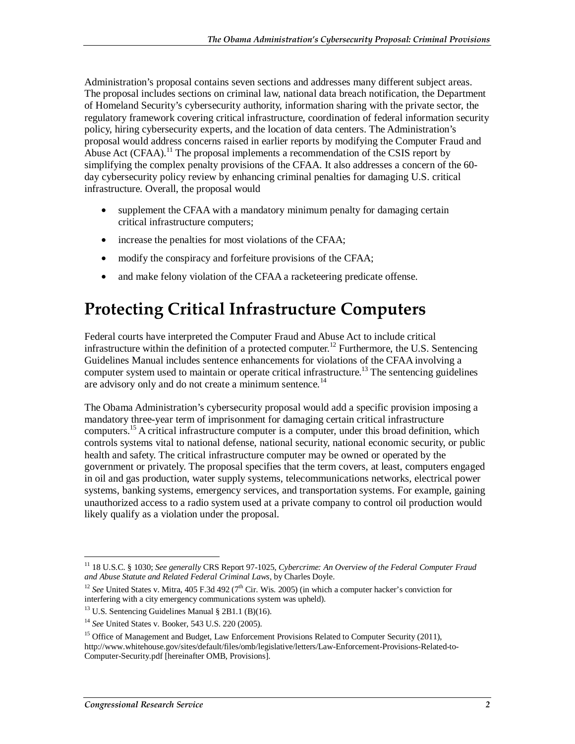Administration's proposal contains seven sections and addresses many different subject areas. The proposal includes sections on criminal law, national data breach notification, the Department of Homeland Security's cybersecurity authority, information sharing with the private sector, the regulatory framework covering critical infrastructure, coordination of federal information security policy, hiring cybersecurity experts, and the location of data centers. The Administration's proposal would address concerns raised in earlier reports by modifying the Computer Fraud and Abuse Act (CFAA).[11] The proposal implements a recommendation of the CSIS report by simplifying the complex penalty provisions of the CFAA. It also addresses a concern of the 60-day cybersecurity policy review by enhancing criminal penalties for damaging U.S. critical infrastructure. Overall, the proposal would

- supplement the CFAA with a mandatory minimum penalty for damaging certain critical infrastructure computers;
- increase the penalties for most violations of the CFAA;
- modify the conspiracy and forfeiture provisions of the CFAA;
- and make felony violation of the CFAA a racketeering predicate offense.

# Protecting Critical Infrastructure Computers

Federal courts have interpreted the Computer Fraud and Abuse Act to include critical infrastructure within the definition of a protected computer.[12] Furthermore, the U.S. Sentencing Guidelines Manual includes sentence enhancements for violations of the CFAA involving a computer system used to maintain or operate critical infrastructure.[13] The sentencing guidelines are advisory only and do not create a minimum sentence.[14]

The Obama Administration's cybersecurity proposal would add a specific provision imposing a mandatory three-year term of imprisonment for damaging certain critical infrastructure computers.[15] A critical infrastructure computer is a computer, under this broad definition, which controls systems vital to national defense, national security, national economic security, or public health and safety. The critical infrastructure computer may be owned or operated by the government or privately. The proposal specifies that the term covers, at least, computers engaged in oil and gas production, water supply systems, telecommunications networks, electrical power systems, banking systems, emergency services, and transportation systems. For example, gaining unauthorized access to a radio system used at a private company to control oil production would likely qualify as a violation under the proposal.

---

[11] 18 U.S.C. § 1030; *See generally* CRS Report 97-1025, *Cybercrime: An Overview of the Federal Computer Fraud and Abuse Statute and Related Federal Criminal Laws*, by Charles Doyle.

[12] *See* United States v. Mitra, 405 F.3d 492 (7th Cir. Wis. 2005) (in which a computer hacker's conviction for interfering with a city emergency communications system was upheld).

[13] U.S. Sentencing Guidelines Manual § 2B1.1 (B)(16).

[14] *See* United States v. Booker, 543 U.S. 220 (2005).

[15] Office of Management and Budget, Law Enforcement Provisions Related to Computer Security (2011), http://www.whitehouse.gov/sites/default/files/omb/legislative/letters/Law-Enforcement-Provisions-Related-to-Computer-Security.pdf [hereinafter OMB, Provisions].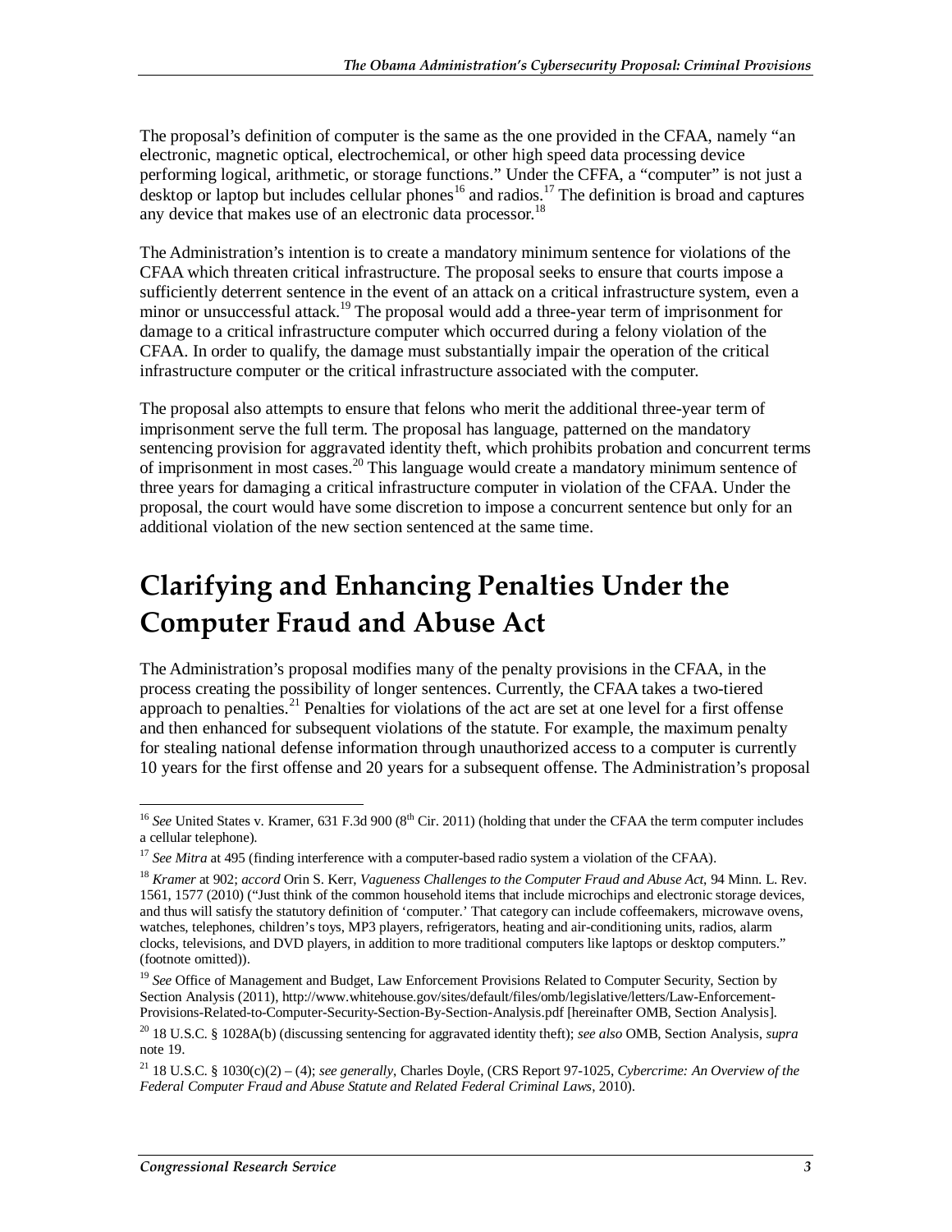The proposal's definition of computer is the same as the one provided in the CFAA, namely "an electronic, magnetic optical, electrochemical, or other high speed data processing device performing logical, arithmetic, or storage functions." Under the CFFA, a "computer" is not just a desktop or laptop but includes cellular phones[16] and radios.[17] The definition is broad and captures any device that makes use of an electronic data processor.[18]

The Administration's intention is to create a mandatory minimum sentence for violations of the CFAA which threaten critical infrastructure. The proposal seeks to ensure that courts impose a sufficiently deterrent sentence in the event of an attack on a critical infrastructure system, even a minor or unsuccessful attack.[19] The proposal would add a three-year term of imprisonment for damage to a critical infrastructure computer which occurred during a felony violation of the CFAA. In order to qualify, the damage must substantially impair the operation of the critical infrastructure computer or the critical infrastructure associated with the computer.

The proposal also attempts to ensure that felons who merit the additional three-year term of imprisonment serve the full term. The proposal has language, patterned on the mandatory sentencing provision for aggravated identity theft, which prohibits probation and concurrent terms of imprisonment in most cases.[20] This language would create a mandatory minimum sentence of three years for damaging a critical infrastructure computer in violation of the CFAA. Under the proposal, the court would have some discretion to impose a concurrent sentence but only for an additional violation of the new section sentenced at the same time.

# Clarifying and Enhancing Penalties Under the Computer Fraud and Abuse Act

The Administration's proposal modifies many of the penalty provisions in the CFAA, in the process creating the possibility of longer sentences. Currently, the CFAA takes a two-tiered approach to penalties.[21] Penalties for violations of the act are set at one level for a first offense and then enhanced for subsequent violations of the statute. For example, the maximum penalty for stealing national defense information through unauthorized access to a computer is currently 10 years for the first offense and 20 years for a subsequent offense. The Administration's proposal

---

[16] *See* United States v. Kramer, 631 F.3d 900 (8th Cir. 2011) (holding that under the CFAA the term computer includes a cellular telephone).

[17] *See Mitra* at 495 (finding interference with a computer-based radio system a violation of the CFAA).

[18] *Kramer* at 902; *accord* Orin S. Kerr, *Vagueness Challenges to the Computer Fraud and Abuse Act*, 94 Minn. L. Rev. 1561, 1577 (2010) ("Just think of the common household items that include microchips and electronic storage devices, and thus will satisfy the statutory definition of 'computer.' That category can include coffeemakers, microwave ovens, watches, telephones, children's toys, MP3 players, refrigerators, heating and air-conditioning units, radios, alarm clocks, televisions, and DVD players, in addition to more traditional computers like laptops or desktop computers." (footnote omitted)).

[19] *See* Office of Management and Budget, Law Enforcement Provisions Related to Computer Security, Section by Section Analysis (2011), http://www.whitehouse.gov/sites/default/files/omb/legislative/letters/Law-Enforcement-Provisions-Related-to-Computer-Security-Section-By-Section-Analysis.pdf [hereinafter OMB, Section Analysis].

[20] 18 U.S.C. § 1028A(b) (discussing sentencing for aggravated identity theft); *see also* OMB, Section Analysis, *supra* note 19.

[21] 18 U.S.C. § 1030(c)(2) – (4); *see generally*, Charles Doyle, (CRS Report 97-1025, *Cybercrime: An Overview of the Federal Computer Fraud and Abuse Statute and Related Federal Criminal Laws*, 2010).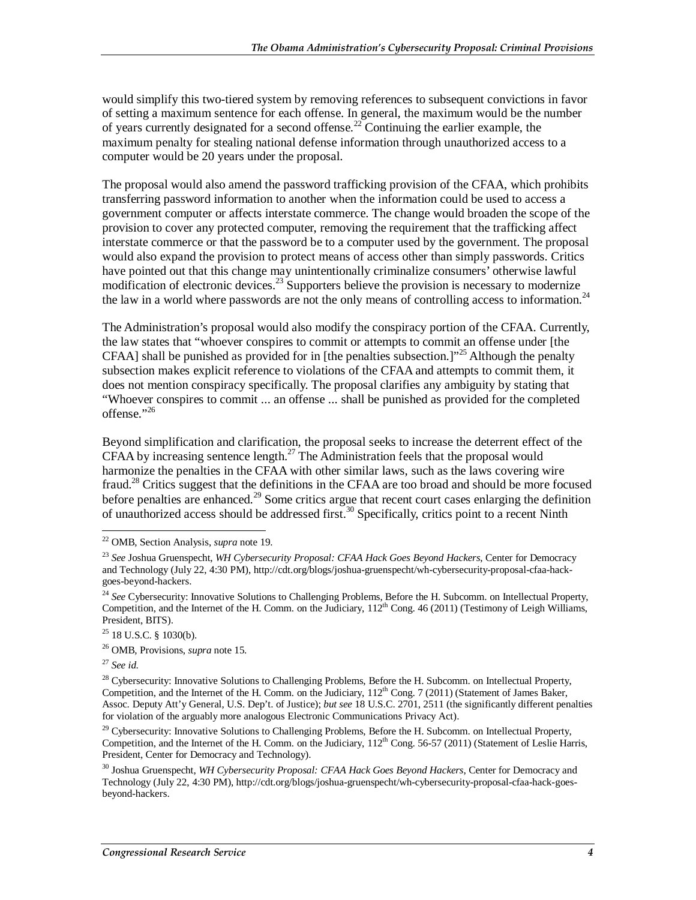would simplify this two-tiered system by removing references to subsequent convictions in favor of setting a maximum sentence for each offense. In general, the maximum would be the number of years currently designated for a second offense.[22] Continuing the earlier example, the maximum penalty for stealing national defense information through unauthorized access to a computer would be 20 years under the proposal.

The proposal would also amend the password trafficking provision of the CFAA, which prohibits transferring password information to another when the information could be used to access a government computer or affects interstate commerce. The change would broaden the scope of the provision to cover any protected computer, removing the requirement that the trafficking affect interstate commerce or that the password be to a computer used by the government. The proposal would also expand the provision to protect means of access other than simply passwords. Critics have pointed out that this change may unintentionally criminalize consumers' otherwise lawful modification of electronic devices.[23] Supporters believe the provision is necessary to modernize the law in a world where passwords are not the only means of controlling access to information.[24]

The Administration's proposal would also modify the conspiracy portion of the CFAA. Currently, the law states that "whoever conspires to commit or attempts to commit an offense under [the CFAA] shall be punished as provided for in [the penalties subsection.]"[25] Although the penalty subsection makes explicit reference to violations of the CFAA and attempts to commit them, it does not mention conspiracy specifically. The proposal clarifies any ambiguity by stating that "Whoever conspires to commit ... an offense ... shall be punished as provided for the completed offense."[26]

Beyond simplification and clarification, the proposal seeks to increase the deterrent effect of the CFAA by increasing sentence length.[27] The Administration feels that the proposal would harmonize the penalties in the CFAA with other similar laws, such as the laws covering wire fraud.[28] Critics suggest that the definitions in the CFAA are too broad and should be more focused before penalties are enhanced.[29] Some critics argue that recent court cases enlarging the definition of unauthorized access should be addressed first.[30] Specifically, critics point to a recent Ninth

---

[22] OMB, Section Analysis, *supra* note 19.

[23] *See* Joshua Gruenspecht, *WH Cybersecurity Proposal: CFAA Hack Goes Beyond Hackers*, Center for Democracy and Technology (July 22, 4:30 PM), http://cdt.org/blogs/joshua-gruenspecht/wh-cybersecurity-proposal-cfaa-hack-goes-beyond-hackers.

[24] *See* Cybersecurity: Innovative Solutions to Challenging Problems, Before the H. Subcomm. on Intellectual Property, Competition, and the Internet of the H. Comm. on the Judiciary, 112th Cong. 46 (2011) (Testimony of Leigh Williams, President, BITS).

[25] 18 U.S.C. § 1030(b).

[26] OMB, Provisions, *supra* note 15.

[27] *See id.*

[28] Cybersecurity: Innovative Solutions to Challenging Problems, Before the H. Subcomm. on Intellectual Property, Competition, and the Internet of the H. Comm. on the Judiciary, 112th Cong. 7 (2011) (Statement of James Baker, Assoc. Deputy Att'y General, U.S. Dep't. of Justice); *but see* 18 U.S.C. 2701, 2511 (the significantly different penalties for violation of the arguably more analogous Electronic Communications Privacy Act).

[29] Cybersecurity: Innovative Solutions to Challenging Problems, Before the H. Subcomm. on Intellectual Property, Competition, and the Internet of the H. Comm. on the Judiciary, 112th Cong. 56-57 (2011) (Statement of Leslie Harris, President, Center for Democracy and Technology).

[30] Joshua Gruenspecht, *WH Cybersecurity Proposal: CFAA Hack Goes Beyond Hackers*, Center for Democracy and Technology (July 22, 4:30 PM), http://cdt.org/blogs/joshua-gruenspecht/wh-cybersecurity-proposal-cfaa-hack-goes-beyond-hackers.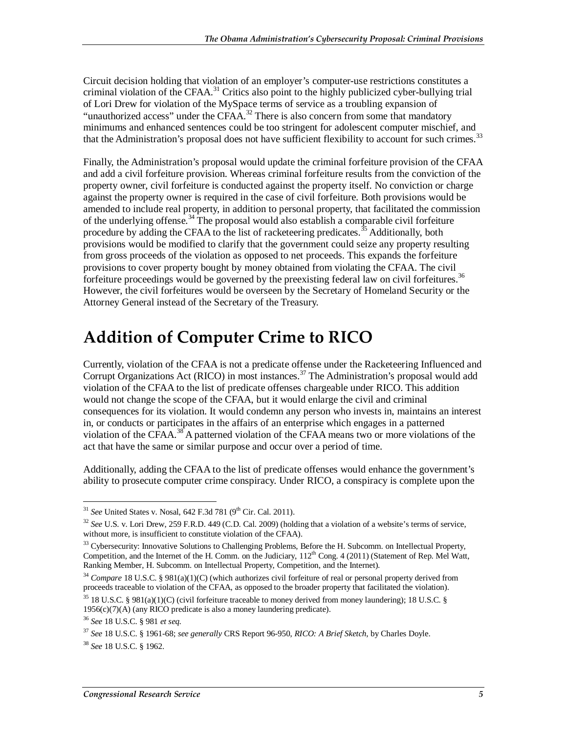Circuit decision holding that violation of an employer's computer-use restrictions constitutes a criminal violation of the CFAA.[31] Critics also point to the highly publicized cyber-bullying trial of Lori Drew for violation of the MySpace terms of service as a troubling expansion of "unauthorized access" under the CFAA.[32] There is also concern from some that mandatory minimums and enhanced sentences could be too stringent for adolescent computer mischief, and that the Administration's proposal does not have sufficient flexibility to account for such crimes.[33]

Finally, the Administration's proposal would update the criminal forfeiture provision of the CFAA and add a civil forfeiture provision. Whereas criminal forfeiture results from the conviction of the property owner, civil forfeiture is conducted against the property itself. No conviction or charge against the property owner is required in the case of civil forfeiture. Both provisions would be amended to include real property, in addition to personal property, that facilitated the commission of the underlying offense.[34] The proposal would also establish a comparable civil forfeiture procedure by adding the CFAA to the list of racketeering predicates.[35] Additionally, both provisions would be modified to clarify that the government could seize any property resulting from gross proceeds of the violation as opposed to net proceeds. This expands the forfeiture provisions to cover property bought by money obtained from violating the CFAA. The civil forfeiture proceedings would be governed by the preexisting federal law on civil forfeitures.[36] However, the civil forfeitures would be overseen by the Secretary of Homeland Security or the Attorney General instead of the Secretary of the Treasury.

# Addition of Computer Crime to RICO

Currently, violation of the CFAA is not a predicate offense under the Racketeering Influenced and Corrupt Organizations Act (RICO) in most instances.[37] The Administration's proposal would add violation of the CFAA to the list of predicate offenses chargeable under RICO. This addition would not change the scope of the CFAA, but it would enlarge the civil and criminal consequences for its violation. It would condemn any person who invests in, maintains an interest in, or conducts or participates in the affairs of an enterprise which engages in a patterned violation of the CFAA.[38] A patterned violation of the CFAA means two or more violations of the act that have the same or similar purpose and occur over a period of time.

Additionally, adding the CFAA to the list of predicate offenses would enhance the government's ability to prosecute computer crime conspiracy. Under RICO, a conspiracy is complete upon the

---

[31] *See* United States v. Nosal, 642 F.3d 781 (9th Cir. Cal. 2011).

[32] *See* U.S. v. Lori Drew, 259 F.R.D. 449 (C.D. Cal. 2009) (holding that a violation of a website's terms of service, without more, is insufficient to constitute violation of the CFAA).

[33] Cybersecurity: Innovative Solutions to Challenging Problems, Before the H. Subcomm. on Intellectual Property, Competition, and the Internet of the H. Comm. on the Judiciary, 112th Cong. 4 (2011) (Statement of Rep. Mel Watt, Ranking Member, H. Subcomm. on Intellectual Property, Competition, and the Internet).

[34] *Compare* 18 U.S.C. § 981(a)(1)(C) (which authorizes civil forfeiture of real or personal property derived from proceeds traceable to violation of the CFAA, as opposed to the broader property that facilitated the violation).

[35] 18 U.S.C. § 981(a)(1)(C) (civil forfeiture traceable to money derived from money laundering); 18 U.S.C. § 1956(c)(7)(A) (any RICO predicate is also a money laundering predicate).

[36] *See* 18 U.S.C. § 981 *et seq.*

[37] *See* 18 U.S.C. § 1961-68; *see generally* CRS Report 96-950, *RICO: A Brief Sketch*, by Charles Doyle.

[38] *See* 18 U.S.C. § 1962.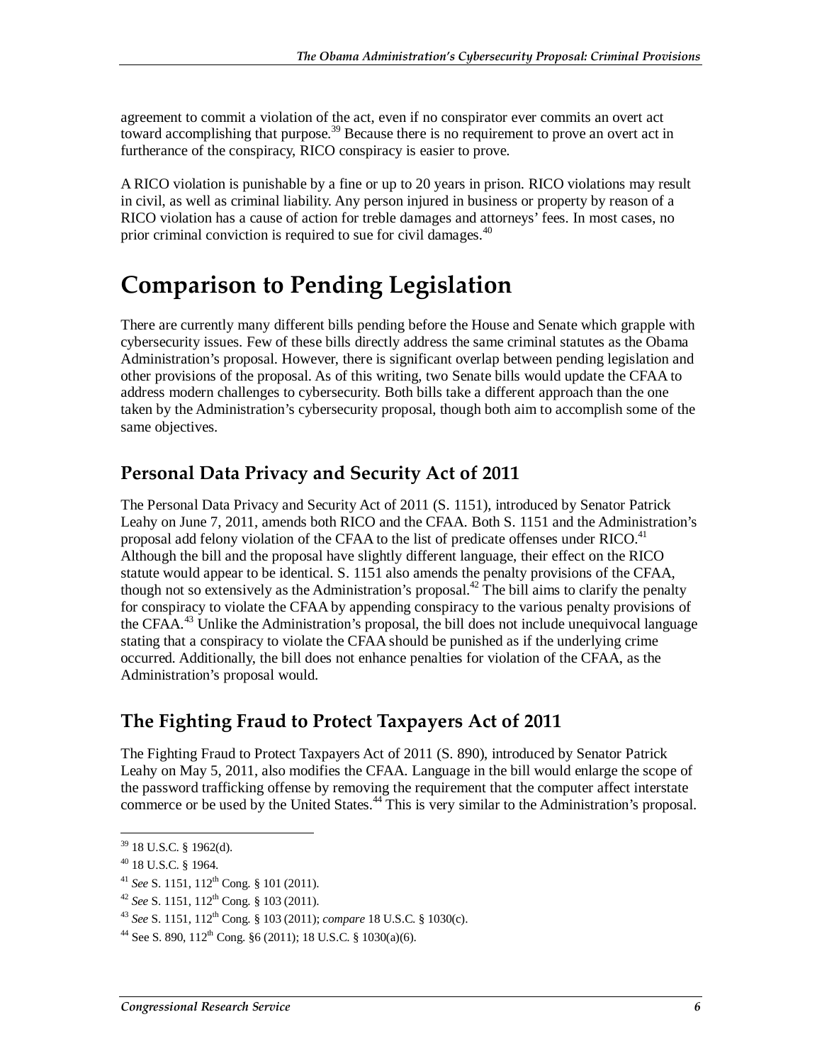agreement to commit a violation of the act, even if no conspirator ever commits an overt act toward accomplishing that purpose.[39] Because there is no requirement to prove an overt act in furtherance of the conspiracy, RICO conspiracy is easier to prove.

A RICO violation is punishable by a fine or up to 20 years in prison. RICO violations may result in civil, as well as criminal liability. Any person injured in business or property by reason of a RICO violation has a cause of action for treble damages and attorneys' fees. In most cases, no prior criminal conviction is required to sue for civil damages.[40]

# Comparison to Pending Legislation

There are currently many different bills pending before the House and Senate which grapple with cybersecurity issues. Few of these bills directly address the same criminal statutes as the Obama Administration's proposal. However, there is significant overlap between pending legislation and other provisions of the proposal. As of this writing, two Senate bills would update the CFAA to address modern challenges to cybersecurity. Both bills take a different approach than the one taken by the Administration's cybersecurity proposal, though both aim to accomplish some of the same objectives.

## Personal Data Privacy and Security Act of 2011

The Personal Data Privacy and Security Act of 2011 (S. 1151), introduced by Senator Patrick Leahy on June 7, 2011, amends both RICO and the CFAA. Both S. 1151 and the Administration's proposal add felony violation of the CFAA to the list of predicate offenses under RICO.[41] Although the bill and the proposal have slightly different language, their effect on the RICO statute would appear to be identical. S. 1151 also amends the penalty provisions of the CFAA, though not so extensively as the Administration's proposal.[42] The bill aims to clarify the penalty for conspiracy to violate the CFAA by appending conspiracy to the various penalty provisions of the CFAA.[43] Unlike the Administration's proposal, the bill does not include unequivocal language stating that a conspiracy to violate the CFAA should be punished as if the underlying crime occurred. Additionally, the bill does not enhance penalties for violation of the CFAA, as the Administration's proposal would.

## The Fighting Fraud to Protect Taxpayers Act of 2011

The Fighting Fraud to Protect Taxpayers Act of 2011 (S. 890), introduced by Senator Patrick Leahy on May 5, 2011, also modifies the CFAA. Language in the bill would enlarge the scope of the password trafficking offense by removing the requirement that the computer affect interstate commerce or be used by the United States.[44] This is very similar to the Administration's proposal.

---

[39] 18 U.S.C. § 1962(d).

[40] 18 U.S.C. § 1964.

[41] *See* S. 1151, 112th Cong. § 101 (2011).

[42] *See* S. 1151, 112th Cong. § 103 (2011).

[43] *See* S. 1151, 112th Cong. § 103 (2011); *compare* 18 U.S.C. § 1030(c).

[44] See S. 890, 112th Cong. §6 (2011); 18 U.S.C. § 1030(a)(6).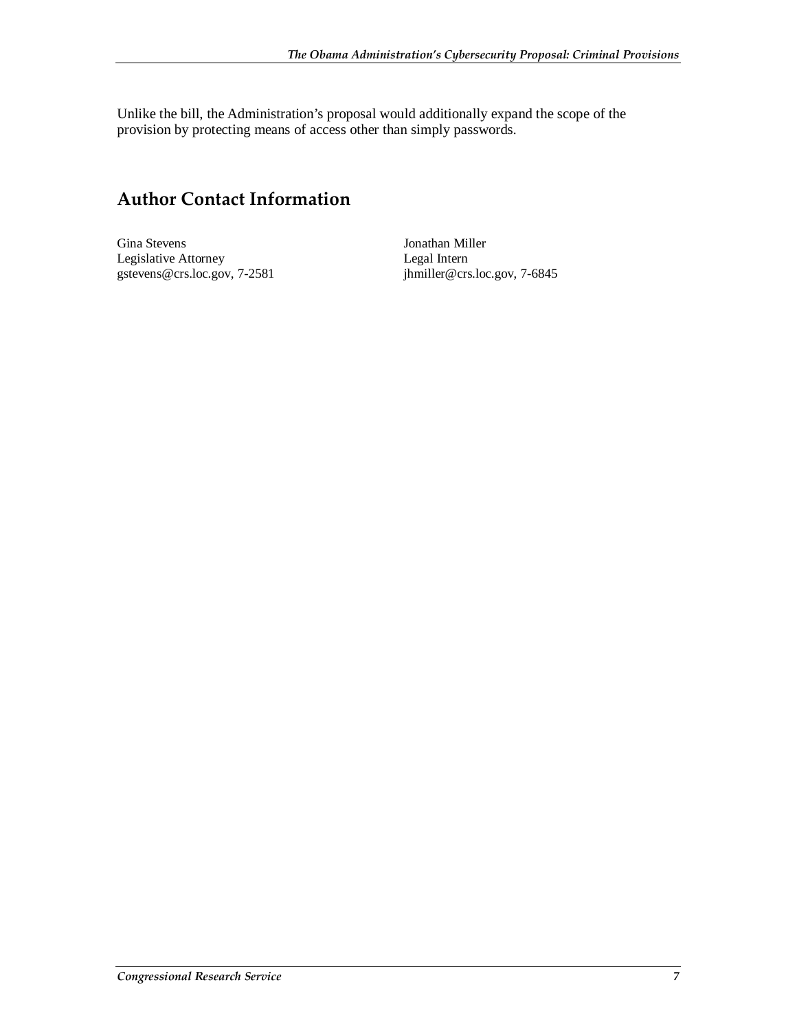Unlike the bill, the Administration's proposal would additionally expand the scope of the provision by protecting means of access other than simply passwords.

## Author Contact Information

Gina Stevens
Legislative Attorney
gstevens@crs.loc.gov, 7-2581

Jonathan Miller
Legal Intern
jhmiller@crs.loc.gov, 7-6845